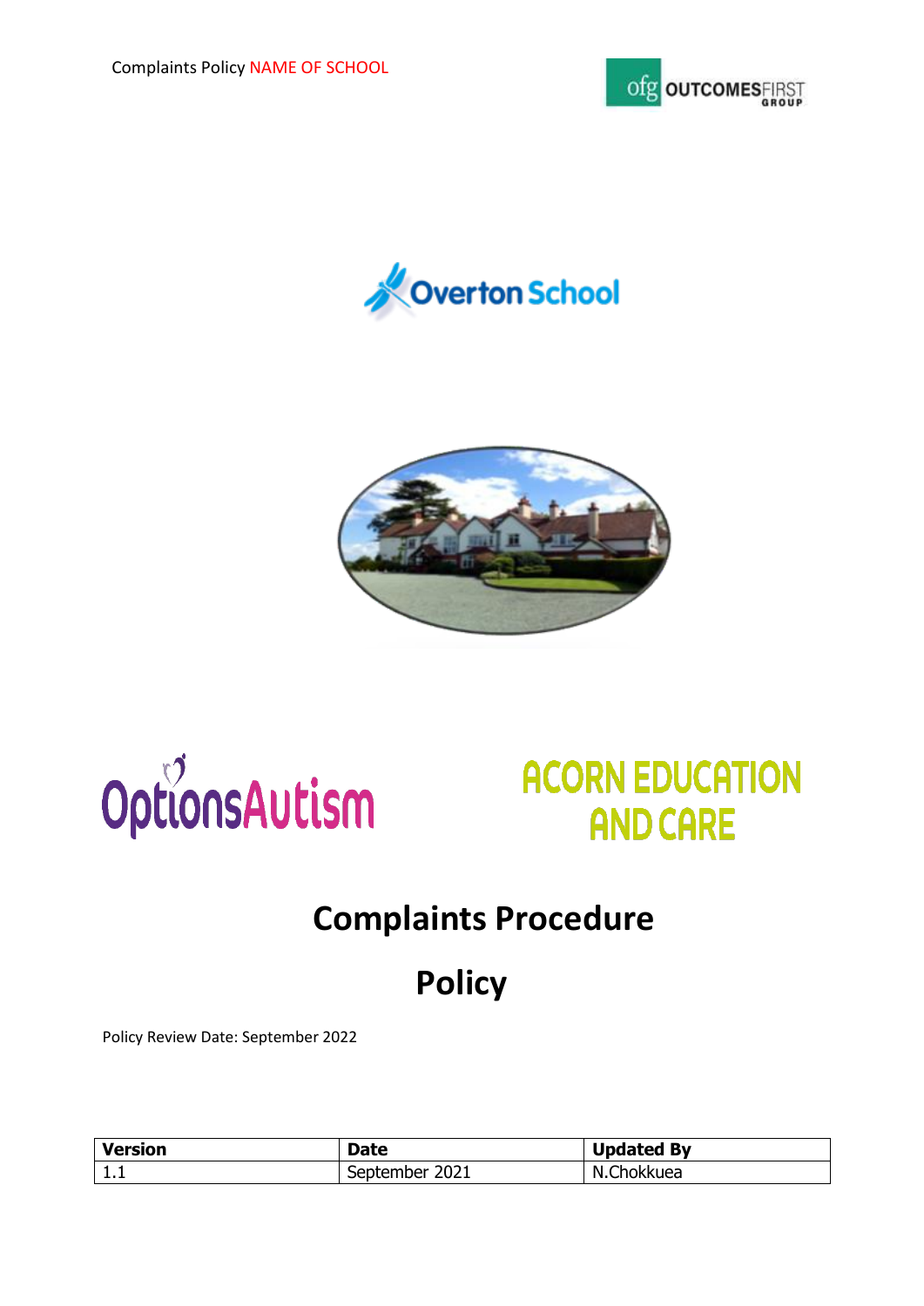Overton School

OptionsAutism

ACORN EDUCATION AND CARE

# Complaints Procedure

# Policy

Policy Review Date: September 2022

| Version | Date | Updated By |
|---|---|---|
| 1.1 | September 2021 | N.Chokkuea |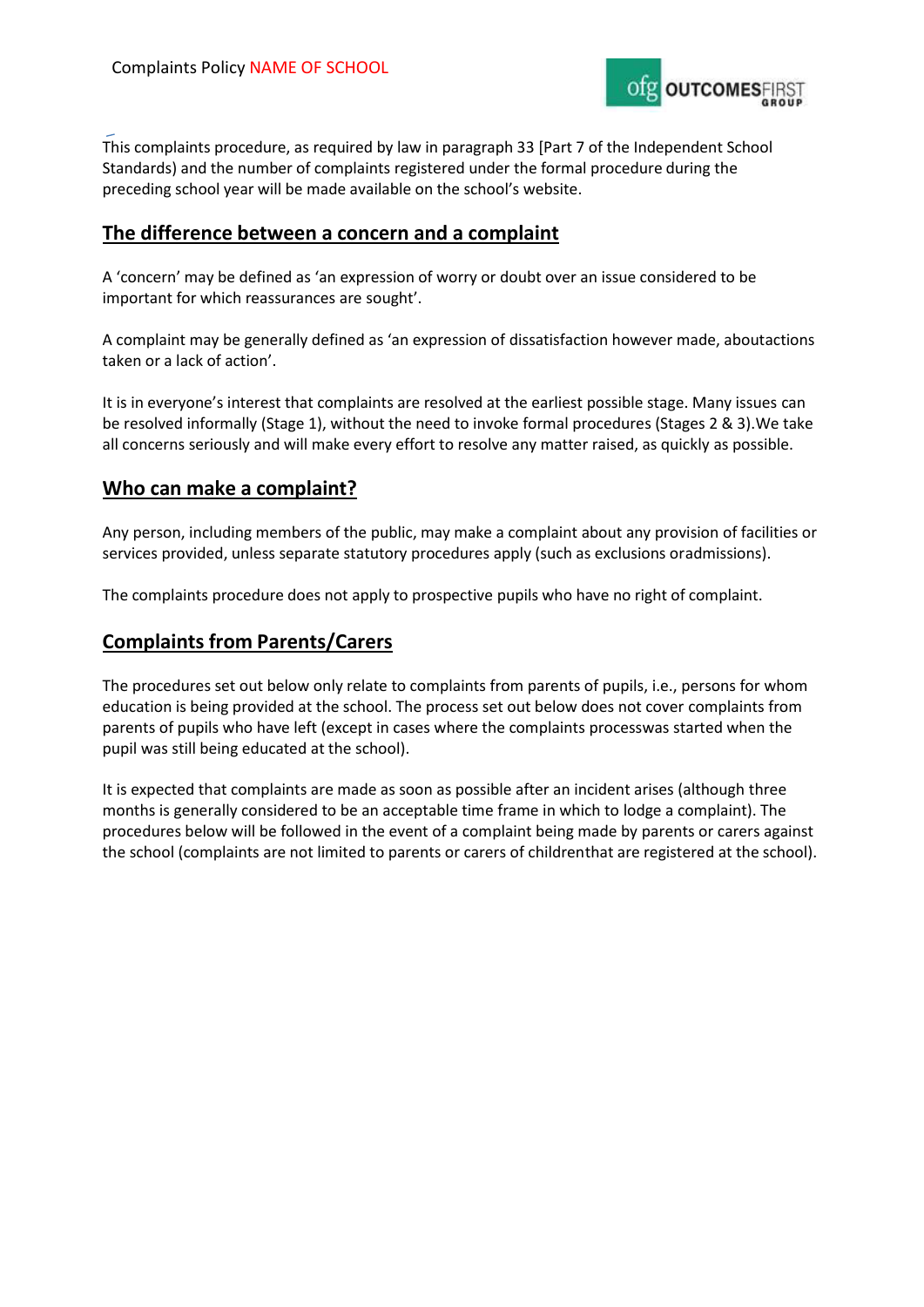This complaints procedure, as required by law in paragraph 33 [Part 7 of the Independent School Standards) and the number of complaints registered under the formal procedure during the preceding school year will be made available on the school's website.

## The difference between a concern and a complaint

A 'concern' may be defined as 'an expression of worry or doubt over an issue considered to be important for which reassurances are sought'.

A complaint may be generally defined as 'an expression of dissatisfaction however made, aboutactions taken or a lack of action'.

It is in everyone's interest that complaints are resolved at the earliest possible stage. Many issues can be resolved informally (Stage 1), without the need to invoke formal procedures (Stages 2 & 3).We take all concerns seriously and will make every effort to resolve any matter raised, as quickly as possible.

## Who can make a complaint?

Any person, including members of the public, may make a complaint about any provision of facilities or services provided, unless separate statutory procedures apply (such as exclusions oradmissions).

The complaints procedure does not apply to prospective pupils who have no right of complaint.

## Complaints from Parents/Carers

The procedures set out below only relate to complaints from parents of pupils, i.e., persons for whom education is being provided at the school. The process set out below does not cover complaints from parents of pupils who have left (except in cases where the complaints processwas started when the pupil was still being educated at the school).

It is expected that complaints are made as soon as possible after an incident arises (although three months is generally considered to be an acceptable time frame in which to lodge a complaint). The procedures below will be followed in the event of a complaint being made by parents or carers against the school (complaints are not limited to parents or carers of childrenthat are registered at the school).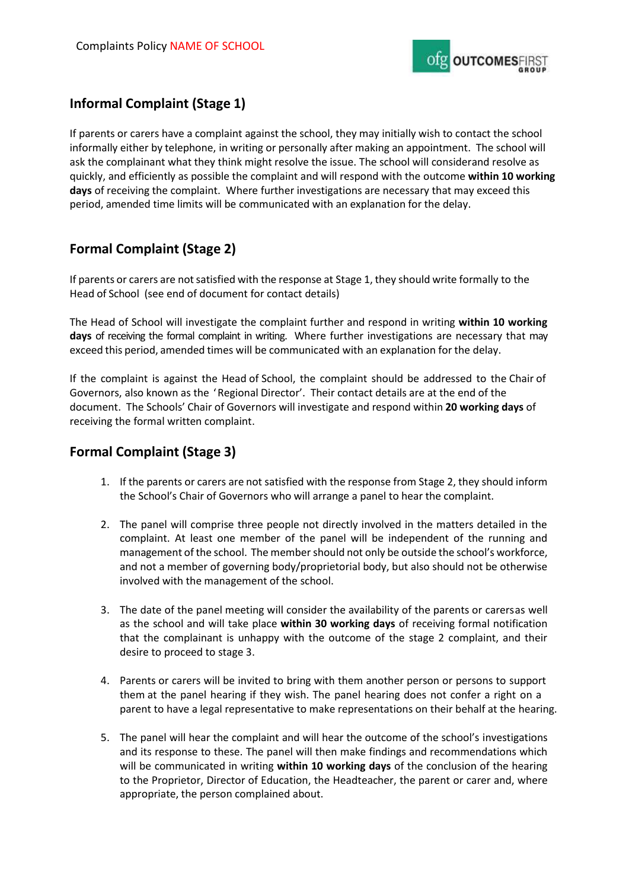## Informal Complaint (Stage 1)

If parents or carers have a complaint against the school, they may initially wish to contact the school informally either by telephone, in writing or personally after making an appointment. The school will ask the complainant what they think might resolve the issue. The school will considerand resolve as quickly, and efficiently as possible the complaint and will respond with the outcome **within 10 working days** of receiving the complaint. Where further investigations are necessary that may exceed this period, amended time limits will be communicated with an explanation for the delay.

## Formal Complaint (Stage 2)

If parents or carers are not satisfied with the response at Stage 1, they should write formally to the Head of School (see end of document for contact details)

The Head of School will investigate the complaint further and respond in writing **within 10 working days** of receiving the formal complaint in writing. Where further investigations are necessary that may exceed this period, amended times will be communicated with an explanation for the delay.

If the complaint is against the Head of School, the complaint should be addressed to the Chair of Governors, also known as the 'Regional Director'. Their contact details are at the end of the document. The Schools' Chair of Governors will investigate and respond within **20 working days** of receiving the formal written complaint.

## Formal Complaint (Stage 3)

1. If the parents or carers are not satisfied with the response from Stage 2, they should inform the School's Chair of Governors who will arrange a panel to hear the complaint.
2. The panel will comprise three people not directly involved in the matters detailed in the complaint. At least one member of the panel will be independent of the running and management of the school. The member should not only be outside the school's workforce, and not a member of governing body/proprietorial body, but also should not be otherwise involved with the management of the school.
3. The date of the panel meeting will consider the availability of the parents or carersas well as the school and will take place **within 30 working days** of receiving formal notification that the complainant is unhappy with the outcome of the stage 2 complaint, and their desire to proceed to stage 3.
4. Parents or carers will be invited to bring with them another person or persons to support them at the panel hearing if they wish. The panel hearing does not confer a right on a parent to have a legal representative to make representations on their behalf at the hearing.
5. The panel will hear the complaint and will hear the outcome of the school's investigations and its response to these. The panel will then make findings and recommendations which will be communicated in writing **within 10 working days** of the conclusion of the hearing to the Proprietor, Director of Education, the Headteacher, the parent or carer and, where appropriate, the person complained about.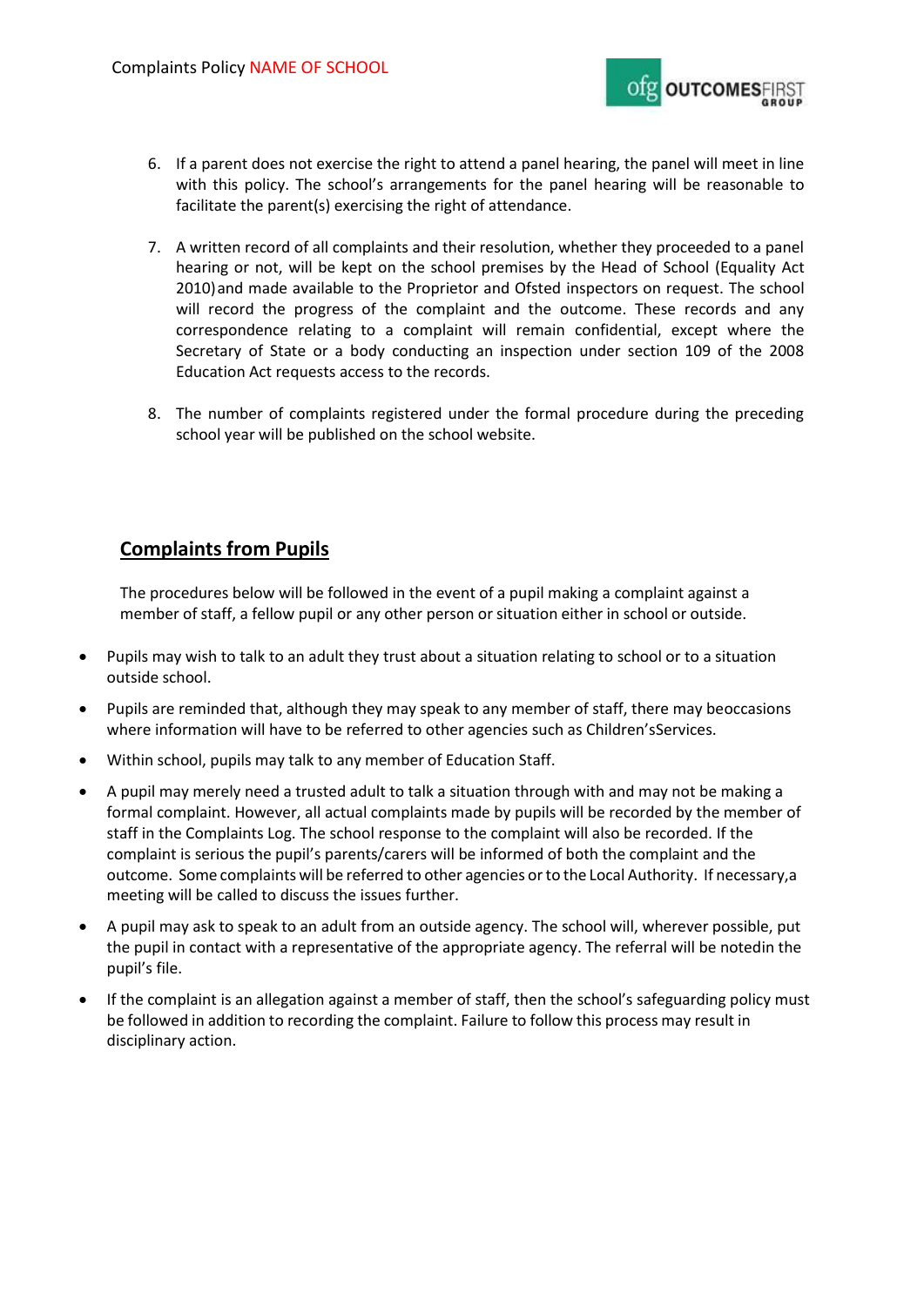6. If a parent does not exercise the right to attend a panel hearing, the panel will meet in line with this policy. The school's arrangements for the panel hearing will be reasonable to facilitate the parent(s) exercising the right of attendance.

7. A written record of all complaints and their resolution, whether they proceeded to a panel hearing or not, will be kept on the school premises by the Head of School (Equality Act 2010) and made available to the Proprietor and Ofsted inspectors on request. The school will record the progress of the complaint and the outcome. These records and any correspondence relating to a complaint will remain confidential, except where the Secretary of State or a body conducting an inspection under section 109 of the 2008 Education Act requests access to the records.

8. The number of complaints registered under the formal procedure during the preceding school year will be published on the school website.

## Complaints from Pupils

The procedures below will be followed in the event of a pupil making a complaint against a member of staff, a fellow pupil or any other person or situation either in school or outside.

- Pupils may wish to talk to an adult they trust about a situation relating to school or to a situation outside school.
- Pupils are reminded that, although they may speak to any member of staff, there may beoccasions where information will have to be referred to other agencies such as Children'sServices.
- Within school, pupils may talk to any member of Education Staff.
- A pupil may merely need a trusted adult to talk a situation through with and may not be making a formal complaint. However, all actual complaints made by pupils will be recorded by the member of staff in the Complaints Log. The school response to the complaint will also be recorded. If the complaint is serious the pupil's parents/carers will be informed of both the complaint and the outcome. Some complaints will be referred to other agencies or to the Local Authority. If necessary,a meeting will be called to discuss the issues further.
- A pupil may ask to speak to an adult from an outside agency. The school will, wherever possible, put the pupil in contact with a representative of the appropriate agency. The referral will be notedin the pupil's file.
- If the complaint is an allegation against a member of staff, then the school's safeguarding policy must be followed in addition to recording the complaint. Failure to follow this process may result in disciplinary action.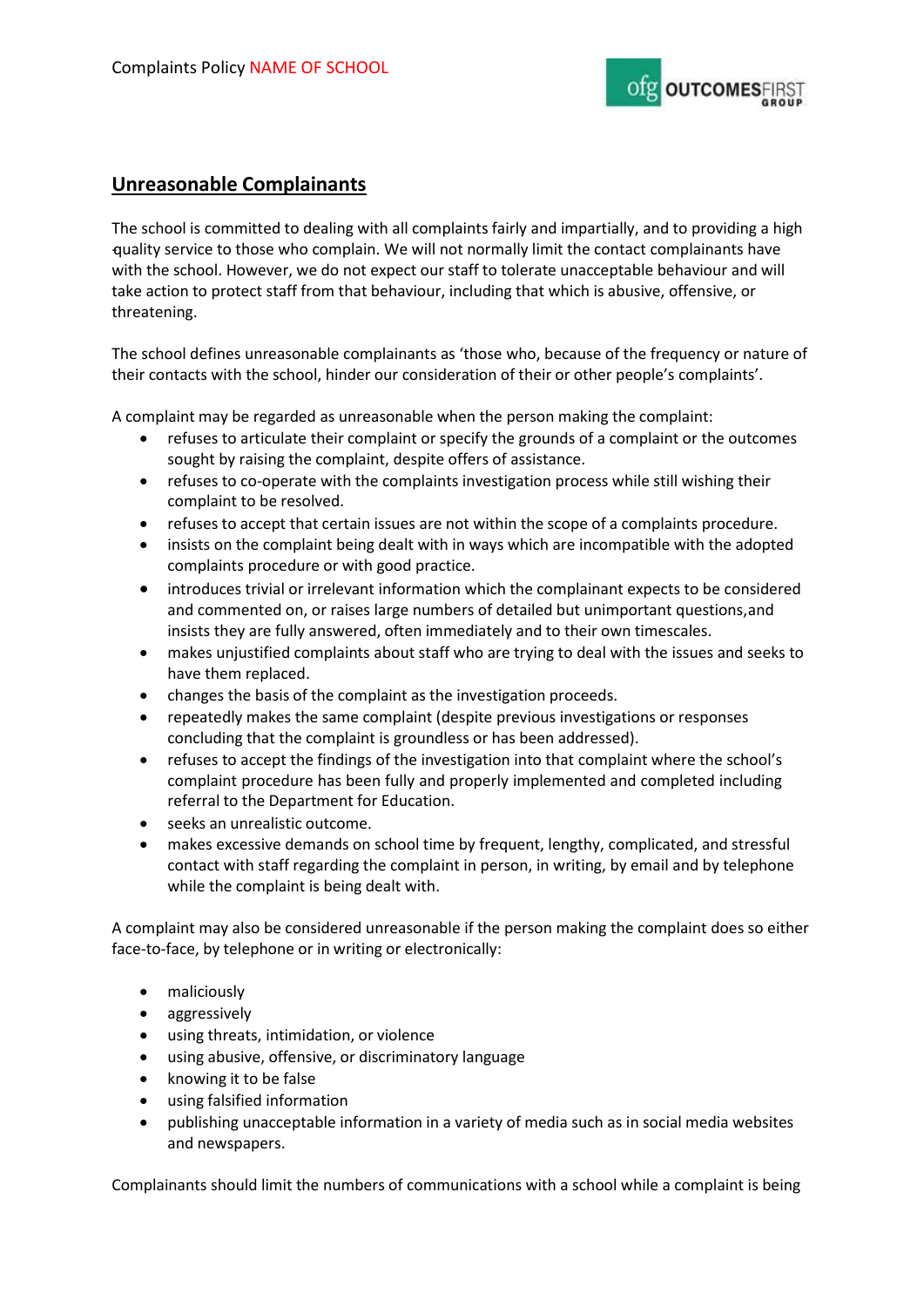## Unreasonable Complainants

The school is committed to dealing with all complaints fairly and impartially, and to providing a high quality service to those who complain. We will not normally limit the contact complainants have with the school. However, we do not expect our staff to tolerate unacceptable behaviour and will take action to protect staff from that behaviour, including that which is abusive, offensive, or threatening.

The school defines unreasonable complainants as 'those who, because of the frequency or nature of their contacts with the school, hinder our consideration of their or other people's complaints'.

A complaint may be regarded as unreasonable when the person making the complaint:

- refuses to articulate their complaint or specify the grounds of a complaint or the outcomes sought by raising the complaint, despite offers of assistance.
- refuses to co-operate with the complaints investigation process while still wishing their complaint to be resolved.
- refuses to accept that certain issues are not within the scope of a complaints procedure.
- insists on the complaint being dealt with in ways which are incompatible with the adopted complaints procedure or with good practice.
- introduces trivial or irrelevant information which the complainant expects to be considered and commented on, or raises large numbers of detailed but unimportant questions,and insists they are fully answered, often immediately and to their own timescales.
- makes unjustified complaints about staff who are trying to deal with the issues and seeks to have them replaced.
- changes the basis of the complaint as the investigation proceeds.
- repeatedly makes the same complaint (despite previous investigations or responses concluding that the complaint is groundless or has been addressed).
- refuses to accept the findings of the investigation into that complaint where the school's complaint procedure has been fully and properly implemented and completed including referral to the Department for Education.
- seeks an unrealistic outcome.
- makes excessive demands on school time by frequent, lengthy, complicated, and stressful contact with staff regarding the complaint in person, in writing, by email and by telephone while the complaint is being dealt with.

A complaint may also be considered unreasonable if the person making the complaint does so either face-to-face, by telephone or in writing or electronically:

- maliciously
- aggressively
- using threats, intimidation, or violence
- using abusive, offensive, or discriminatory language
- knowing it to be false
- using falsified information
- publishing unacceptable information in a variety of media such as in social media websites and newspapers.

Complainants should limit the numbers of communications with a school while a complaint is being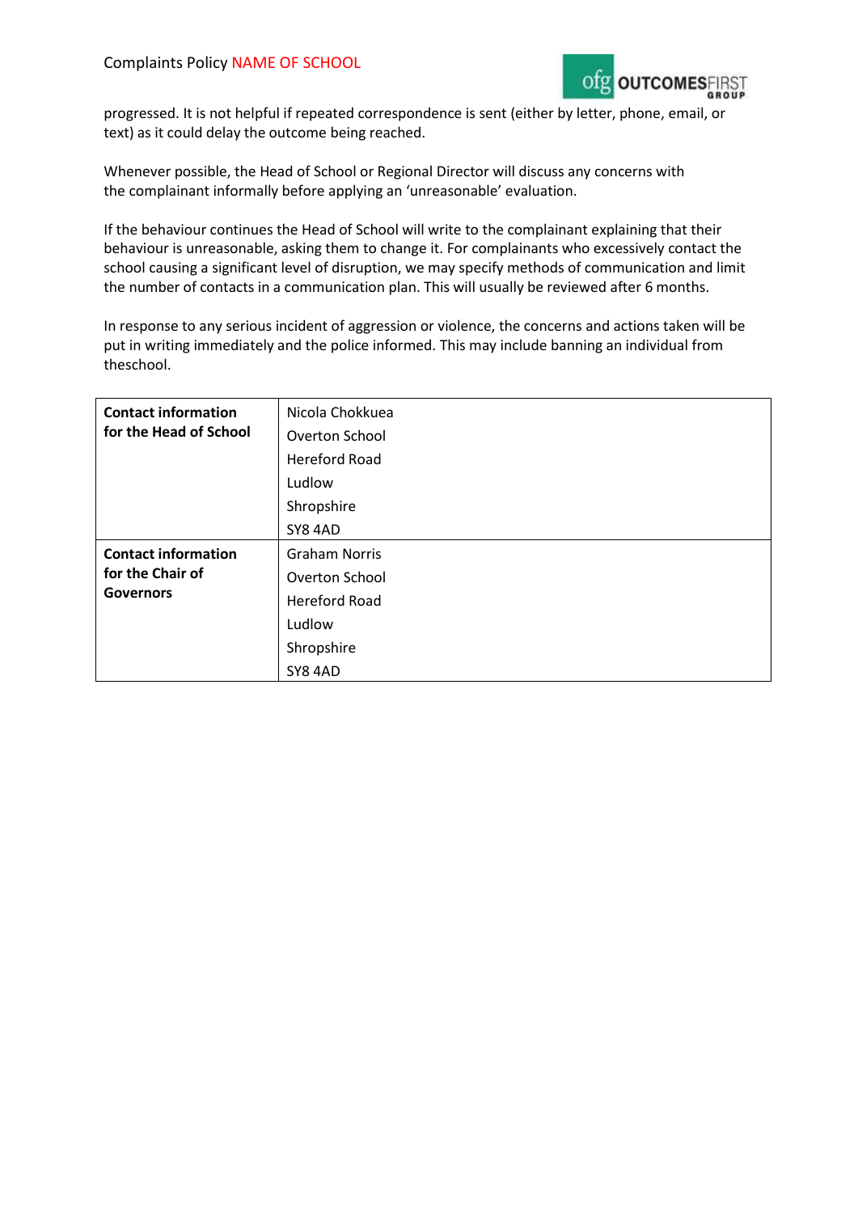progressed. It is not helpful if repeated correspondence is sent (either by letter, phone, email, or text) as it could delay the outcome being reached.

Whenever possible, the Head of School or Regional Director will discuss any concerns with the complainant informally before applying an 'unreasonable' evaluation.

If the behaviour continues the Head of School will write to the complainant explaining that their behaviour is unreasonable, asking them to change it. For complainants who excessively contact the school causing a significant level of disruption, we may specify methods of communication and limit the number of contacts in a communication plan. This will usually be reviewed after 6 months.

In response to any serious incident of aggression or violence, the concerns and actions taken will be put in writing immediately and the police informed. This may include banning an individual from theschool.

| | |
|---|---|
| **Contact information for the Head of School** | Nicola Chokkuea<br>Overton School<br>Hereford Road<br>Ludlow<br>Shropshire<br>SY8 4AD |
| **Contact information for the Chair of Governors** | Graham Norris<br>Overton School<br>Hereford Road<br>Ludlow<br>Shropshire<br>SY8 4AD |